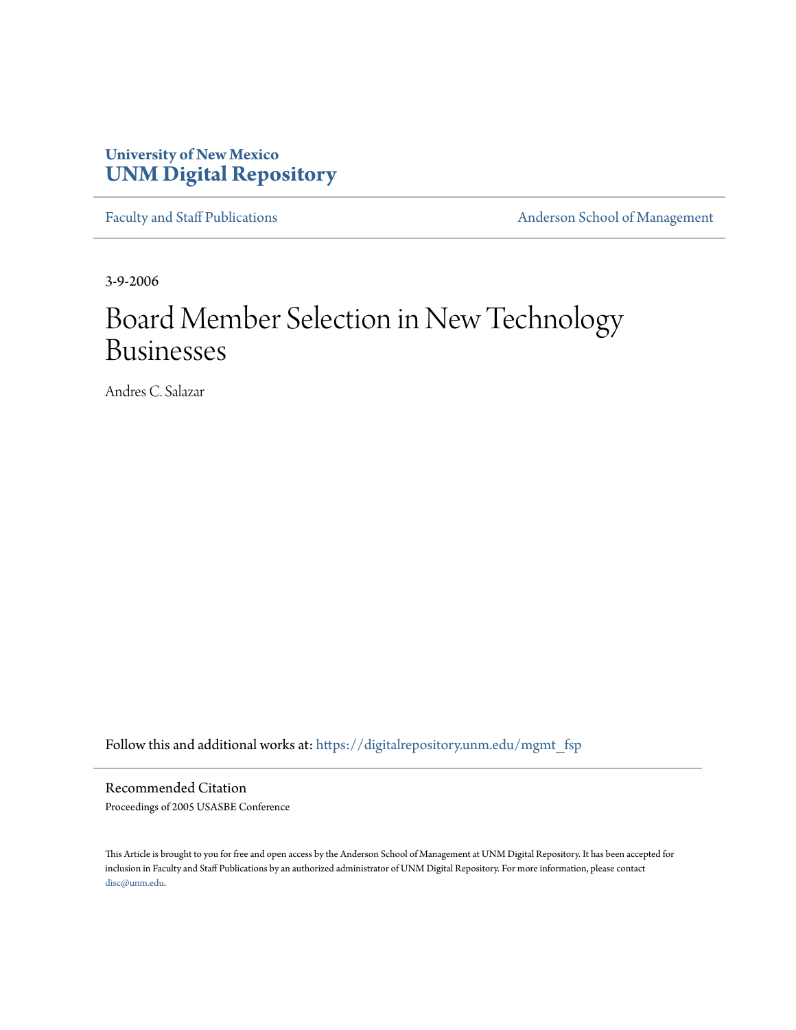University of New Mexico
**UNM Digital Repository**

Faculty and Staff Publications | Anderson School of Management

3-9-2006

# Board Member Selection in New Technology Businesses

Andres C. Salazar

Follow this and additional works at: https://digitalrepository.unm.edu/mgmt_fsp

## Recommended Citation

Proceedings of 2005 USASBE Conference

This Article is brought to you for free and open access by the Anderson School of Management at UNM Digital Repository. It has been accepted for inclusion in Faculty and Staff Publications by an authorized administrator of UNM Digital Repository. For more information, please contact disc@unm.edu.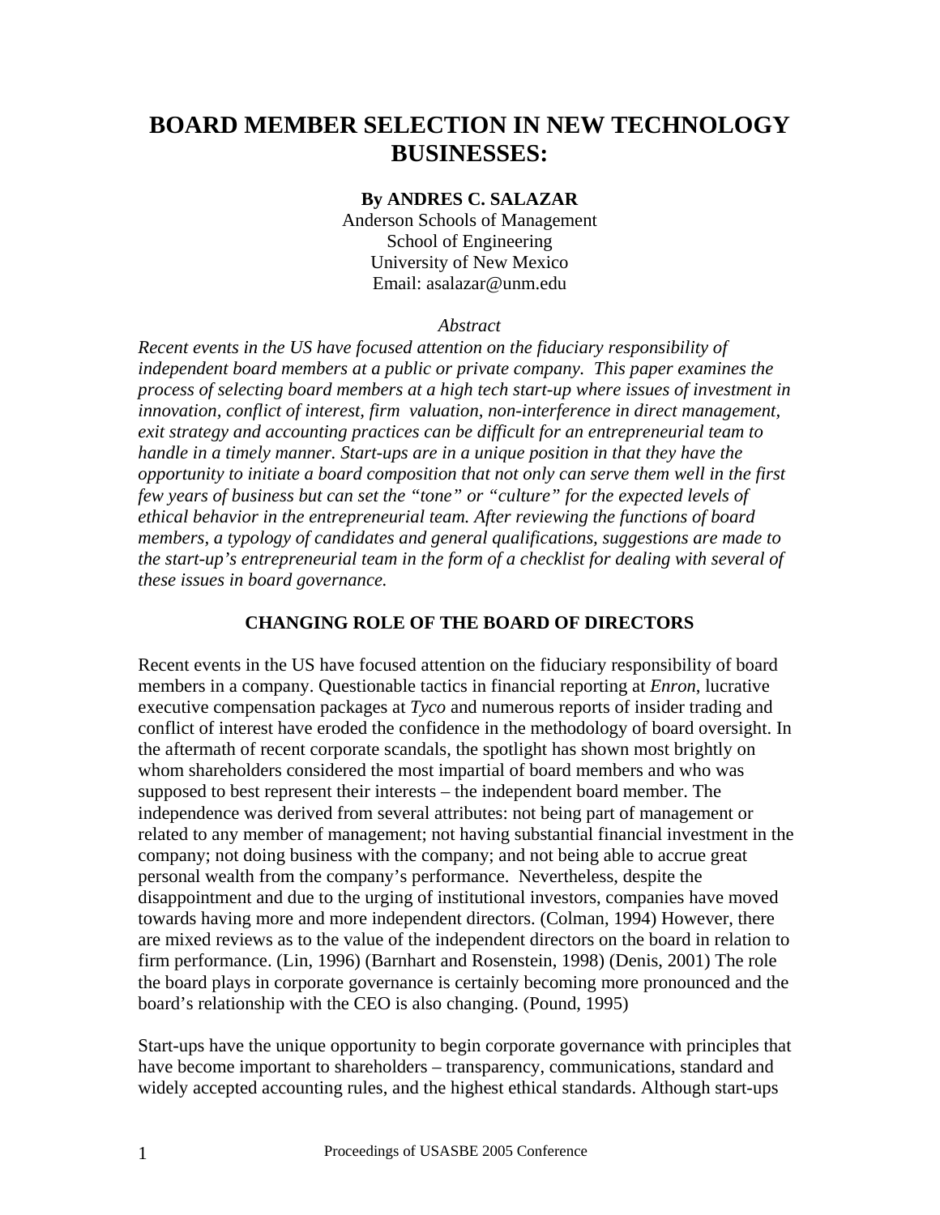# BOARD MEMBER SELECTION IN NEW TECHNOLOGY BUSINESSES:

**By ANDRES C. SALAZAR**
Anderson Schools of Management
School of Engineering
University of New Mexico
Email: asalazar@unm.edu

*Abstract*

*Recent events in the US have focused attention on the fiduciary responsibility of independent board members at a public or private company. This paper examines the process of selecting board members at a high tech start-up where issues of investment in innovation, conflict of interest, firm valuation, non-interference in direct management, exit strategy and accounting practices can be difficult for an entrepreneurial team to handle in a timely manner. Start-ups are in a unique position in that they have the opportunity to initiate a board composition that not only can serve them well in the first few years of business but can set the "tone" or "culture" for the expected levels of ethical behavior in the entrepreneurial team. After reviewing the functions of board members, a typology of candidates and general qualifications, suggestions are made to the start-up's entrepreneurial team in the form of a checklist for dealing with several of these issues in board governance.*

## CHANGING ROLE OF THE BOARD OF DIRECTORS

Recent events in the US have focused attention on the fiduciary responsibility of board members in a company. Questionable tactics in financial reporting at *Enron*, lucrative executive compensation packages at *Tyco* and numerous reports of insider trading and conflict of interest have eroded the confidence in the methodology of board oversight. In the aftermath of recent corporate scandals, the spotlight has shown most brightly on whom shareholders considered the most impartial of board members and who was supposed to best represent their interests – the independent board member. The independence was derived from several attributes: not being part of management or related to any member of management; not having substantial financial investment in the company; not doing business with the company; and not being able to accrue great personal wealth from the company's performance. Nevertheless, despite the disappointment and due to the urging of institutional investors, companies have moved towards having more and more independent directors. (Colman, 1994) However, there are mixed reviews as to the value of the independent directors on the board in relation to firm performance. (Lin, 1996) (Barnhart and Rosenstein, 1998) (Denis, 2001) The role the board plays in corporate governance is certainly becoming more pronounced and the board's relationship with the CEO is also changing. (Pound, 1995)

Start-ups have the unique opportunity to begin corporate governance with principles that have become important to shareholders – transparency, communications, standard and widely accepted accounting rules, and the highest ethical standards. Although start-ups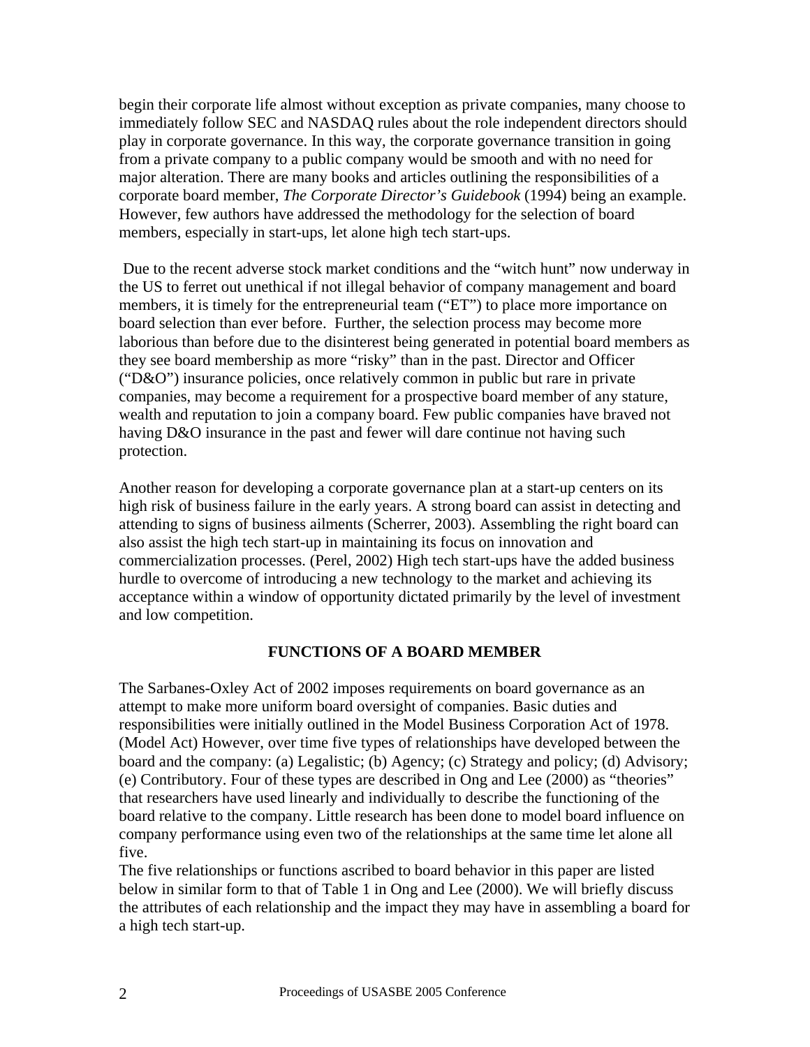begin their corporate life almost without exception as private companies, many choose to immediately follow SEC and NASDAQ rules about the role independent directors should play in corporate governance. In this way, the corporate governance transition in going from a private company to a public company would be smooth and with no need for major alteration. There are many books and articles outlining the responsibilities of a corporate board member, *The Corporate Director's Guidebook* (1994) being an example. However, few authors have addressed the methodology for the selection of board members, especially in start-ups, let alone high tech start-ups.

Due to the recent adverse stock market conditions and the "witch hunt" now underway in the US to ferret out unethical if not illegal behavior of company management and board members, it is timely for the entrepreneurial team ("ET") to place more importance on board selection than ever before. Further, the selection process may become more laborious than before due to the disinterest being generated in potential board members as they see board membership as more "risky" than in the past. Director and Officer ("D&O") insurance policies, once relatively common in public but rare in private companies, may become a requirement for a prospective board member of any stature, wealth and reputation to join a company board. Few public companies have braved not having D&O insurance in the past and fewer will dare continue not having such protection.

Another reason for developing a corporate governance plan at a start-up centers on its high risk of business failure in the early years. A strong board can assist in detecting and attending to signs of business ailments (Scherrer, 2003). Assembling the right board can also assist the high tech start-up in maintaining its focus on innovation and commercialization processes. (Perel, 2002) High tech start-ups have the added business hurdle to overcome of introducing a new technology to the market and achieving its acceptance within a window of opportunity dictated primarily by the level of investment and low competition.

## FUNCTIONS OF A BOARD MEMBER

The Sarbanes-Oxley Act of 2002 imposes requirements on board governance as an attempt to make more uniform board oversight of companies. Basic duties and responsibilities were initially outlined in the Model Business Corporation Act of 1978. (Model Act) However, over time five types of relationships have developed between the board and the company: (a) Legalistic; (b) Agency; (c) Strategy and policy; (d) Advisory; (e) Contributory. Four of these types are described in Ong and Lee (2000) as "theories" that researchers have used linearly and individually to describe the functioning of the board relative to the company. Little research has been done to model board influence on company performance using even two of the relationships at the same time let alone all five.

The five relationships or functions ascribed to board behavior in this paper are listed below in similar form to that of Table 1 in Ong and Lee (2000). We will briefly discuss the attributes of each relationship and the impact they may have in assembling a board for a high tech start-up.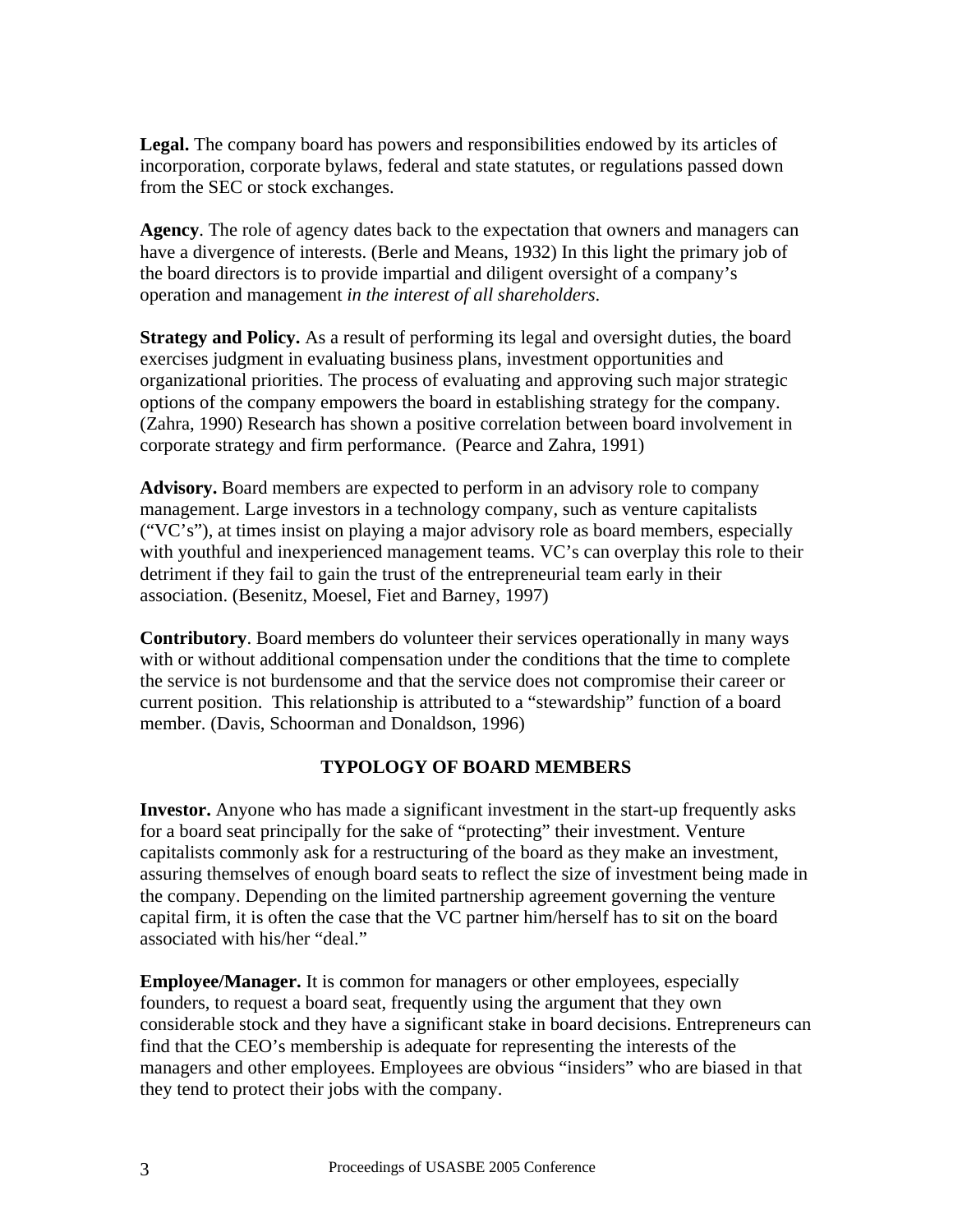**Legal.** The company board has powers and responsibilities endowed by its articles of incorporation, corporate bylaws, federal and state statutes, or regulations passed down from the SEC or stock exchanges.

**Agency**. The role of agency dates back to the expectation that owners and managers can have a divergence of interests. (Berle and Means, 1932) In this light the primary job of the board directors is to provide impartial and diligent oversight of a company's operation and management *in the interest of all shareholders*.

**Strategy and Policy.** As a result of performing its legal and oversight duties, the board exercises judgment in evaluating business plans, investment opportunities and organizational priorities. The process of evaluating and approving such major strategic options of the company empowers the board in establishing strategy for the company. (Zahra, 1990) Research has shown a positive correlation between board involvement in corporate strategy and firm performance. (Pearce and Zahra, 1991)

**Advisory.** Board members are expected to perform in an advisory role to company management. Large investors in a technology company, such as venture capitalists ("VC's"), at times insist on playing a major advisory role as board members, especially with youthful and inexperienced management teams. VC's can overplay this role to their detriment if they fail to gain the trust of the entrepreneurial team early in their association. (Besenitz, Moesel, Fiet and Barney, 1997)

**Contributory**. Board members do volunteer their services operationally in many ways with or without additional compensation under the conditions that the time to complete the service is not burdensome and that the service does not compromise their career or current position. This relationship is attributed to a "stewardship" function of a board member. (Davis, Schoorman and Donaldson, 1996)

## TYPOLOGY OF BOARD MEMBERS

**Investor.** Anyone who has made a significant investment in the start-up frequently asks for a board seat principally for the sake of "protecting" their investment. Venture capitalists commonly ask for a restructuring of the board as they make an investment, assuring themselves of enough board seats to reflect the size of investment being made in the company. Depending on the limited partnership agreement governing the venture capital firm, it is often the case that the VC partner him/herself has to sit on the board associated with his/her "deal."

**Employee/Manager.** It is common for managers or other employees, especially founders, to request a board seat, frequently using the argument that they own considerable stock and they have a significant stake in board decisions. Entrepreneurs can find that the CEO's membership is adequate for representing the interests of the managers and other employees. Employees are obvious "insiders" who are biased in that they tend to protect their jobs with the company.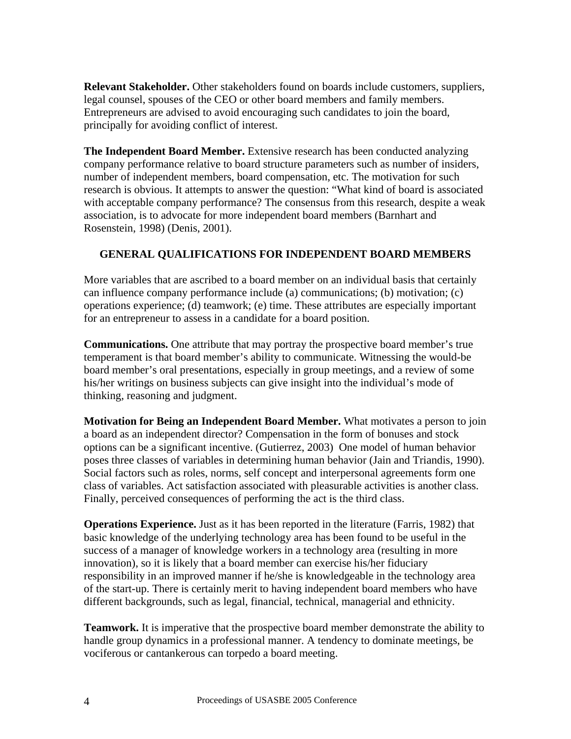**Relevant Stakeholder.** Other stakeholders found on boards include customers, suppliers, legal counsel, spouses of the CEO or other board members and family members. Entrepreneurs are advised to avoid encouraging such candidates to join the board, principally for avoiding conflict of interest.

**The Independent Board Member.** Extensive research has been conducted analyzing company performance relative to board structure parameters such as number of insiders, number of independent members, board compensation, etc. The motivation for such research is obvious. It attempts to answer the question: "What kind of board is associated with acceptable company performance? The consensus from this research, despite a weak association, is to advocate for more independent board members (Barnhart and Rosenstein, 1998) (Denis, 2001).

## GENERAL QUALIFICATIONS FOR INDEPENDENT BOARD MEMBERS

More variables that are ascribed to a board member on an individual basis that certainly can influence company performance include (a) communications; (b) motivation; (c) operations experience; (d) teamwork; (e) time. These attributes are especially important for an entrepreneur to assess in a candidate for a board position.

**Communications.** One attribute that may portray the prospective board member's true temperament is that board member's ability to communicate. Witnessing the would-be board member's oral presentations, especially in group meetings, and a review of some his/her writings on business subjects can give insight into the individual's mode of thinking, reasoning and judgment.

**Motivation for Being an Independent Board Member.** What motivates a person to join a board as an independent director? Compensation in the form of bonuses and stock options can be a significant incentive. (Gutierrez, 2003) One model of human behavior poses three classes of variables in determining human behavior (Jain and Triandis, 1990). Social factors such as roles, norms, self concept and interpersonal agreements form one class of variables. Act satisfaction associated with pleasurable activities is another class. Finally, perceived consequences of performing the act is the third class.

**Operations Experience.** Just as it has been reported in the literature (Farris, 1982) that basic knowledge of the underlying technology area has been found to be useful in the success of a manager of knowledge workers in a technology area (resulting in more innovation), so it is likely that a board member can exercise his/her fiduciary responsibility in an improved manner if he/she is knowledgeable in the technology area of the start-up. There is certainly merit to having independent board members who have different backgrounds, such as legal, financial, technical, managerial and ethnicity.

**Teamwork.** It is imperative that the prospective board member demonstrate the ability to handle group dynamics in a professional manner. A tendency to dominate meetings, be vociferous or cantankerous can torpedo a board meeting.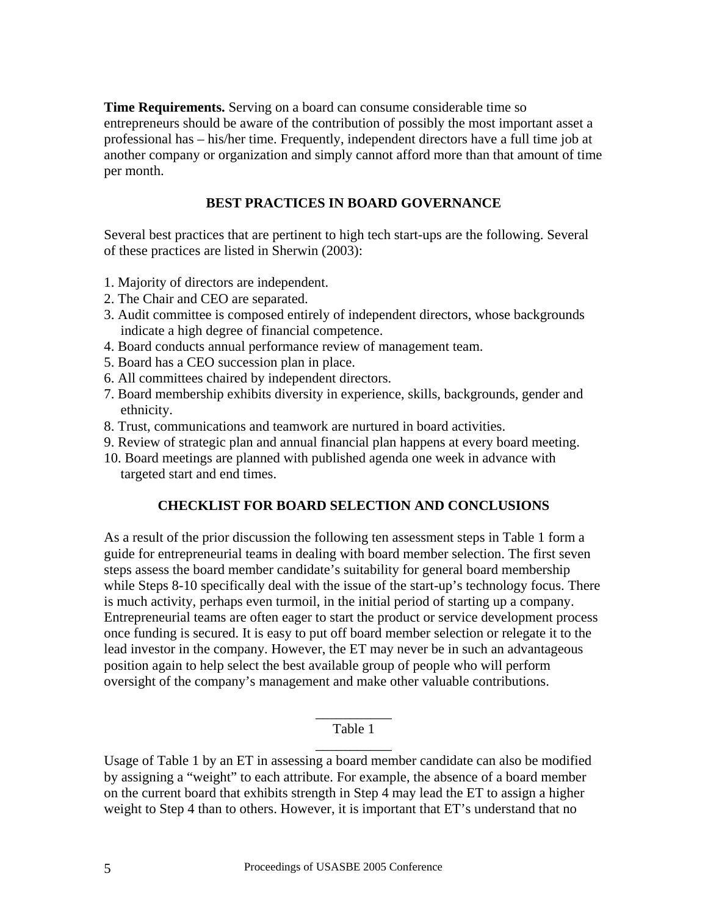**Time Requirements.** Serving on a board can consume considerable time so entrepreneurs should be aware of the contribution of possibly the most important asset a professional has – his/her time. Frequently, independent directors have a full time job at another company or organization and simply cannot afford more than that amount of time per month.

## BEST PRACTICES IN BOARD GOVERNANCE

Several best practices that are pertinent to high tech start-ups are the following. Several of these practices are listed in Sherwin (2003):

1. Majority of directors are independent.
2. The Chair and CEO are separated.
3. Audit committee is composed entirely of independent directors, whose backgrounds indicate a high degree of financial competence.
4. Board conducts annual performance review of management team.
5. Board has a CEO succession plan in place.
6. All committees chaired by independent directors.
7. Board membership exhibits diversity in experience, skills, backgrounds, gender and ethnicity.
8. Trust, communications and teamwork are nurtured in board activities.
9. Review of strategic plan and annual financial plan happens at every board meeting.
10. Board meetings are planned with published agenda one week in advance with targeted start and end times.

## CHECKLIST FOR BOARD SELECTION AND CONCLUSIONS

As a result of the prior discussion the following ten assessment steps in Table 1 form a guide for entrepreneurial teams in dealing with board member selection. The first seven steps assess the board member candidate's suitability for general board membership while Steps 8-10 specifically deal with the issue of the start-up's technology focus. There is much activity, perhaps even turmoil, in the initial period of starting up a company. Entrepreneurial teams are often eager to start the product or service development process once funding is secured. It is easy to put off board member selection or relegate it to the lead investor in the company. However, the ET may never be in such an advantageous position again to help select the best available group of people who will perform oversight of the company's management and make other valuable contributions.

Table 1

Usage of Table 1 by an ET in assessing a board member candidate can also be modified by assigning a "weight" to each attribute. For example, the absence of a board member on the current board that exhibits strength in Step 4 may lead the ET to assign a higher weight to Step 4 than to others. However, it is important that ET's understand that no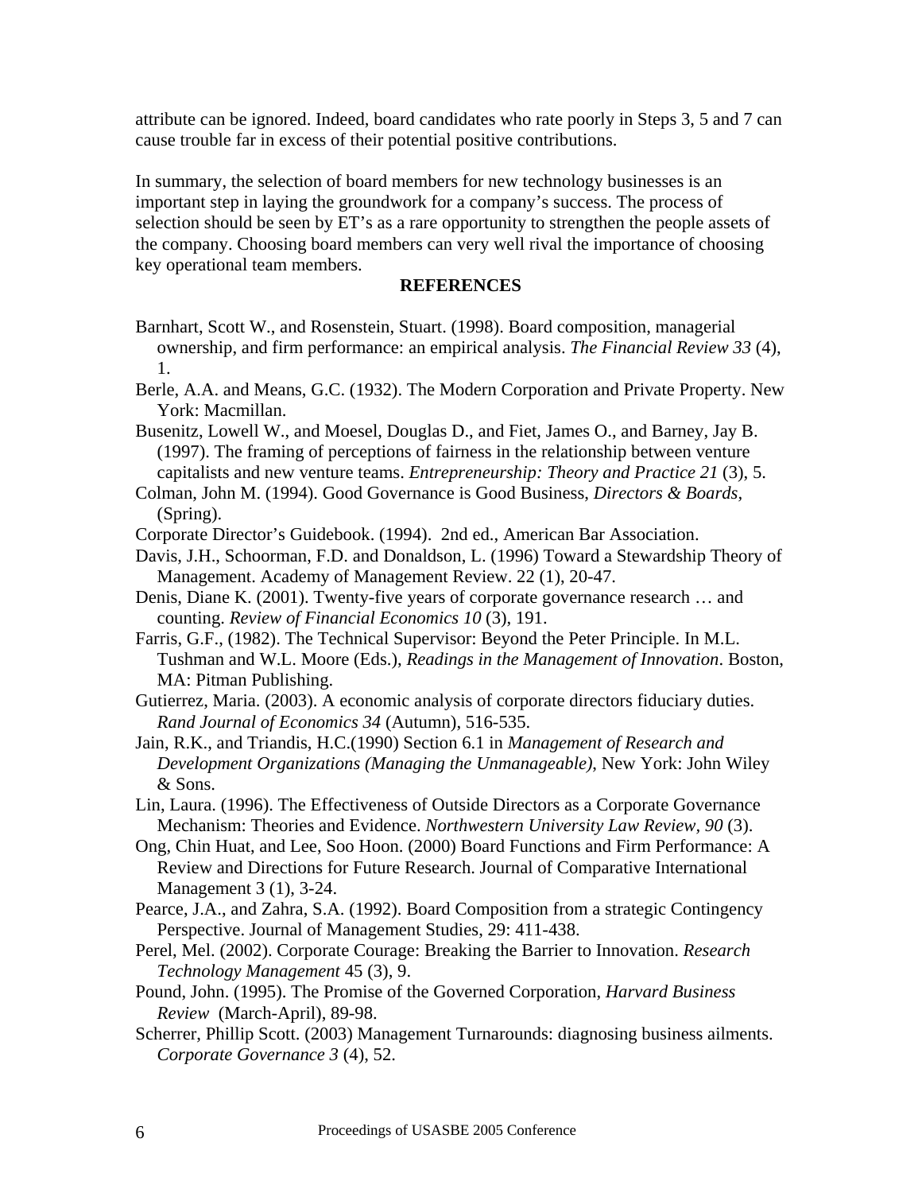attribute can be ignored. Indeed, board candidates who rate poorly in Steps 3, 5 and 7 can cause trouble far in excess of their potential positive contributions.

In summary, the selection of board members for new technology businesses is an important step in laying the groundwork for a company's success. The process of selection should be seen by ET's as a rare opportunity to strengthen the people assets of the company. Choosing board members can very well rival the importance of choosing key operational team members.

## REFERENCES

Barnhart, Scott W., and Rosenstein, Stuart. (1998). Board composition, managerial ownership, and firm performance: an empirical analysis. *The Financial Review 33* (4), 1.

Berle, A.A. and Means, G.C. (1932). The Modern Corporation and Private Property. New York: Macmillan.

Busenitz, Lowell W., and Moesel, Douglas D., and Fiet, James O., and Barney, Jay B. (1997). The framing of perceptions of fairness in the relationship between venture capitalists and new venture teams. *Entrepreneurship: Theory and Practice 21* (3), 5.

Colman, John M. (1994). Good Governance is Good Business, *Directors & Boards*, (Spring).

Corporate Director's Guidebook. (1994). 2nd ed., American Bar Association.

Davis, J.H., Schoorman, F.D. and Donaldson, L. (1996) Toward a Stewardship Theory of Management. Academy of Management Review. 22 (1), 20-47.

Denis, Diane K. (2001). Twenty-five years of corporate governance research … and counting. *Review of Financial Economics 10* (3), 191.

Farris, G.F., (1982). The Technical Supervisor: Beyond the Peter Principle. In M.L. Tushman and W.L. Moore (Eds.), *Readings in the Management of Innovation*. Boston, MA: Pitman Publishing.

Gutierrez, Maria. (2003). A economic analysis of corporate directors fiduciary duties. *Rand Journal of Economics 34* (Autumn), 516-535.

Jain, R.K., and Triandis, H.C.(1990) Section 6.1 in *Management of Research and Development Organizations (Managing the Unmanageable)*, New York: John Wiley & Sons.

Lin, Laura. (1996). The Effectiveness of Outside Directors as a Corporate Governance Mechanism: Theories and Evidence. *Northwestern University Law Review*, *90* (3).

Ong, Chin Huat, and Lee, Soo Hoon. (2000) Board Functions and Firm Performance: A Review and Directions for Future Research. Journal of Comparative International Management 3 (1), 3-24.

Pearce, J.A., and Zahra, S.A. (1992). Board Composition from a strategic Contingency Perspective. Journal of Management Studies, 29: 411-438.

Perel, Mel. (2002). Corporate Courage: Breaking the Barrier to Innovation. *Research Technology Management* 45 (3), 9.

Pound, John. (1995). The Promise of the Governed Corporation, *Harvard Business Review* (March-April), 89-98.

Scherrer, Phillip Scott. (2003) Management Turnarounds: diagnosing business ailments. *Corporate Governance 3* (4), 52.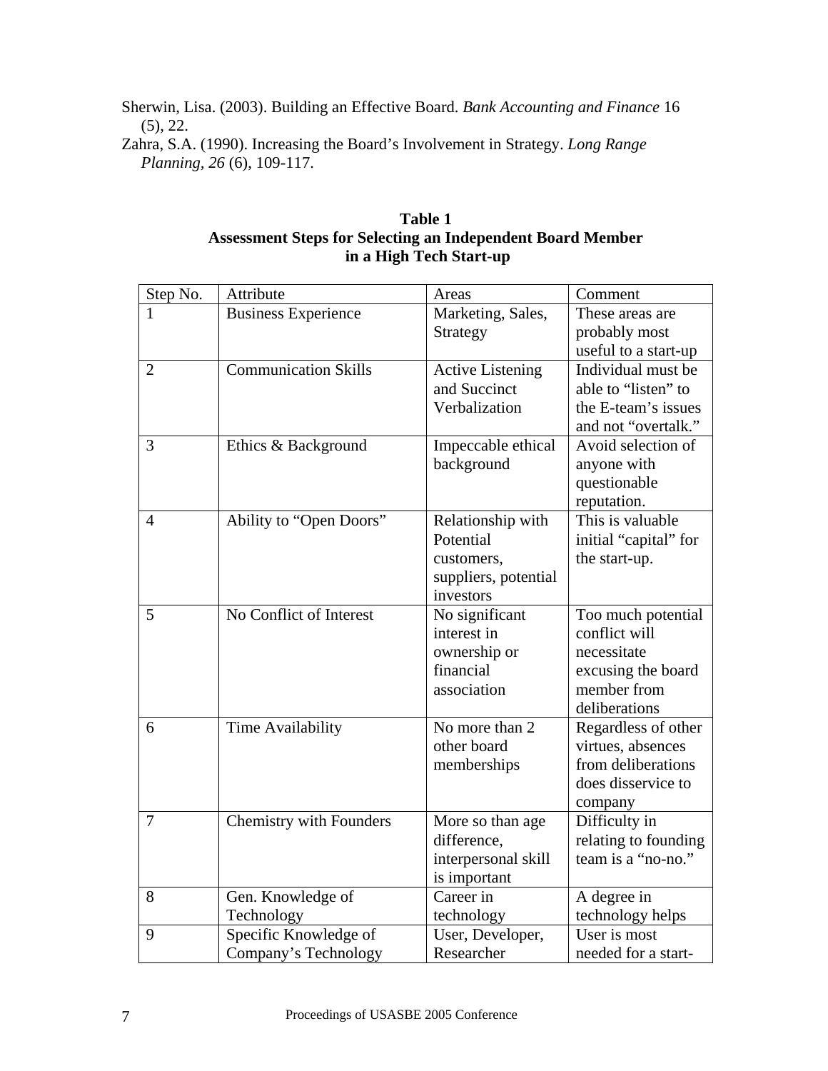Sherwin, Lisa. (2003). Building an Effective Board. *Bank Accounting and Finance* 16 (5), 22.

Zahra, S.A. (1990). Increasing the Board's Involvement in Strategy. *Long Range Planning*, *26* (6), 109-117.

**Table 1**
**Assessment Steps for Selecting an Independent Board Member in a High Tech Start-up**

| Step No. | Attribute | Areas | Comment |
|---|---|---|---|
| 1 | Business Experience | Marketing, Sales, Strategy | These areas are probably most useful to a start-up |
| 2 | Communication Skills | Active Listening and Succinct Verbalization | Individual must be able to "listen" to the E-team's issues and not "overtalk." |
| 3 | Ethics & Background | Impeccable ethical background | Avoid selection of anyone with questionable reputation. |
| 4 | Ability to "Open Doors" | Relationship with Potential customers, suppliers, potential investors | This is valuable initial "capital" for the start-up. |
| 5 | No Conflict of Interest | No significant interest in ownership or financial association | Too much potential conflict will necessitate excusing the board member from deliberations |
| 6 | Time Availability | No more than 2 other board memberships | Regardless of other virtues, absences from deliberations does disservice to company |
| 7 | Chemistry with Founders | More so than age difference, interpersonal skill is important | Difficulty in relating to founding team is a "no-no." |
| 8 | Gen. Knowledge of Technology | Career in technology | A degree in technology helps |
| 9 | Specific Knowledge of Company's Technology | User, Developer, Researcher | User is most needed for a start- |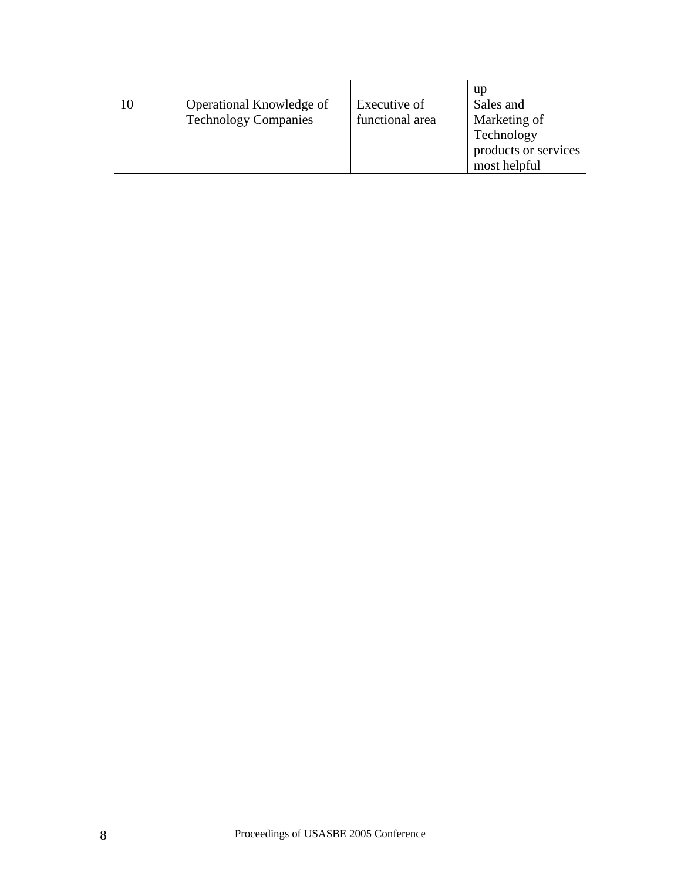| | | | |
|---|---|---|---|
| | | | up |
| 10 | Operational Knowledge of Technology Companies | Executive of functional area | Sales and Marketing of Technology products or services most helpful |